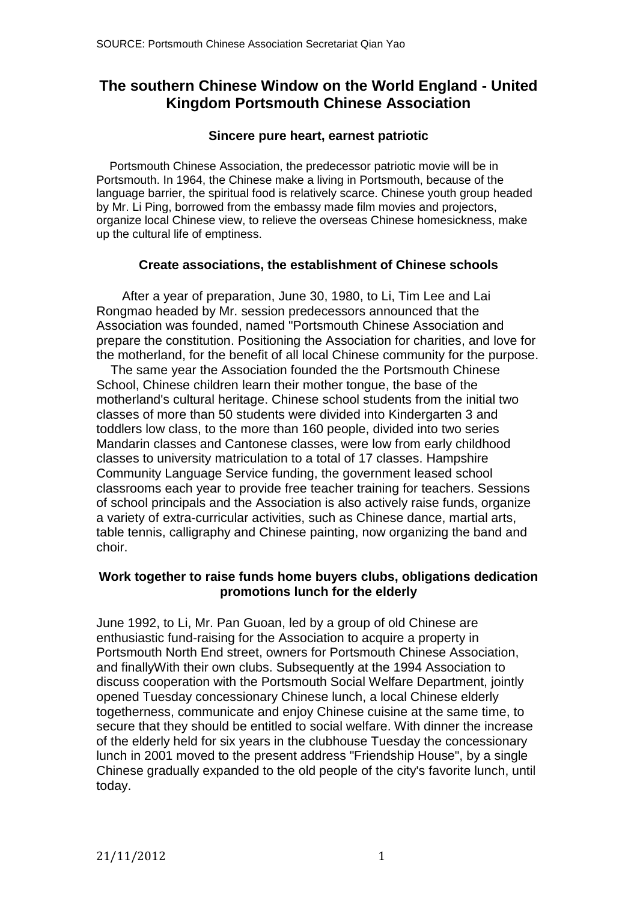SOURCE: Portsmouth Chinese Association Secretariat Qian Yao

# The southern Chinese Window on the World England - United Kingdom Portsmouth Chinese Association

### Sincere pure heart, earnest patriotic

Portsmouth Chinese Association, the predecessor patriotic movie will be in Portsmouth. In 1964, the Chinese make a living in Portsmouth, because of the language barrier, the spiritual food is relatively scarce. Chinese youth group headed by Mr. Li Ping, borrowed from the embassy made film movies and projectors, organize local Chinese view, to relieve the overseas Chinese homesickness, make up the cultural life of emptiness.

### Create associations, the establishment of Chinese schools

After a year of preparation, June 30, 1980, to Li, Tim Lee and Lai Rongmao headed by Mr. session predecessors announced that the Association was founded, named "Portsmouth Chinese Association and prepare the constitution. Positioning the Association for charities, and love for the motherland, for the benefit of all local Chinese community for the purpose.

The same year the Association founded the the Portsmouth Chinese School, Chinese children learn their mother tongue, the base of the motherland's cultural heritage. Chinese school students from the initial two classes of more than 50 students were divided into Kindergarten 3 and toddlers low class, to the more than 160 people, divided into two series Mandarin classes and Cantonese classes, were low from early childhood classes to university matriculation to a total of 17 classes. Hampshire Community Language Service funding, the government leased school classrooms each year to provide free teacher training for teachers. Sessions of school principals and the Association is also actively raise funds, organize a variety of extra-curricular activities, such as Chinese dance, martial arts, table tennis, calligraphy and Chinese painting, now organizing the band and choir.

### Work together to raise funds home buyers clubs, obligations dedication promotions lunch for the elderly

June 1992, to Li, Mr. Pan Guoan, led by a group of old Chinese are enthusiastic fund-raising for the Association to acquire a property in Portsmouth North End street, owners for Portsmouth Chinese Association, and finallyWith their own clubs. Subsequently at the 1994 Association to discuss cooperation with the Portsmouth Social Welfare Department, jointly opened Tuesday concessionary Chinese lunch, a local Chinese elderly togetherness, communicate and enjoy Chinese cuisine at the same time, to secure that they should be entitled to social welfare. With dinner the increase of the elderly held for six years in the clubhouse Tuesday the concessionary lunch in 2001 moved to the present address "Friendship House", by a single Chinese gradually expanded to the old people of the city's favorite lunch, until today.

21/11/2012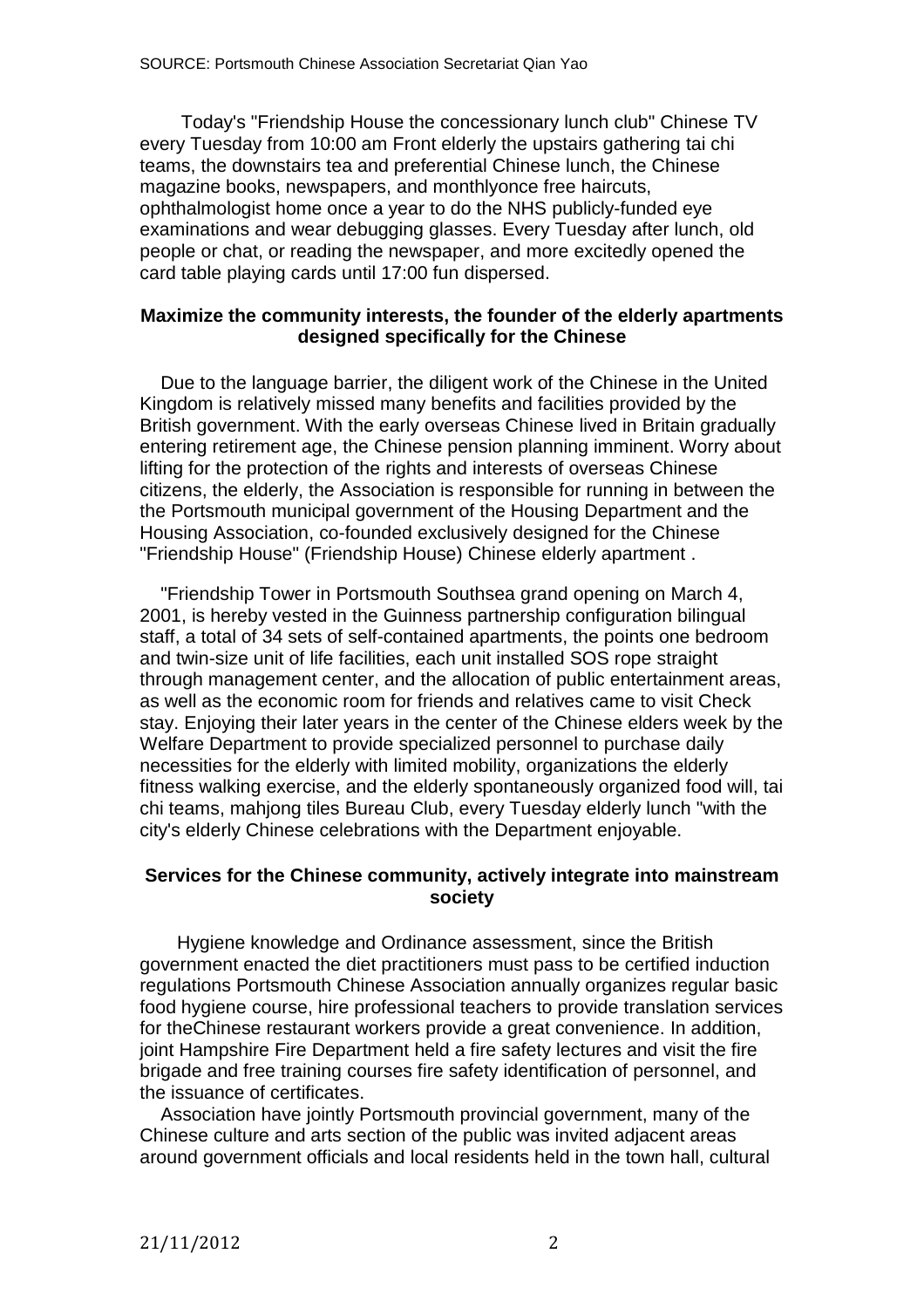Today's "Friendship House the concessionary lunch club" Chinese TV every Tuesday from 10:00 am Front elderly the upstairs gathering tai chi teams, the downstairs tea and preferential Chinese lunch, the Chinese magazine books, newspapers, and monthlyonce free haircuts, ophthalmologist home once a year to do the NHS publicly-funded eye examinations and wear debugging glasses. Every Tuesday after lunch, old people or chat, or reading the newspaper, and more excitedly opened the card table playing cards until 17:00 fun dispersed.

### Maximize the community interests, the founder of the elderly apartments designed specifically for the Chinese

Due to the language barrier, the diligent work of the Chinese in the United Kingdom is relatively missed many benefits and facilities provided by the British government. With the early overseas Chinese lived in Britain gradually entering retirement age, the Chinese pension planning imminent. Worry about lifting for the protection of the rights and interests of overseas Chinese citizens, the elderly, the Association is responsible for running in between the the Portsmouth municipal government of the Housing Department and the Housing Association, co-founded exclusively designed for the Chinese "Friendship House" (Friendship House) Chinese elderly apartment .

"Friendship Tower in Portsmouth Southsea grand opening on March 4, 2001, is hereby vested in the Guinness partnership configuration bilingual staff, a total of 34 sets of self-contained apartments, the points one bedroom and twin-size unit of life facilities, each unit installed SOS rope straight through management center, and the allocation of public entertainment areas, as well as the economic room for friends and relatives came to visit Check stay. Enjoying their later years in the center of the Chinese elders week by the Welfare Department to provide specialized personnel to purchase daily necessities for the elderly with limited mobility, organizations the elderly fitness walking exercise, and the elderly spontaneously organized food will, tai chi teams, mahjong tiles Bureau Club, every Tuesday elderly lunch "with the city's elderly Chinese celebrations with the Department enjoyable.

### Services for the Chinese community, actively integrate into mainstream society

Hygiene knowledge and Ordinance assessment, since the British government enacted the diet practitioners must pass to be certified induction regulations Portsmouth Chinese Association annually organizes regular basic food hygiene course, hire professional teachers to provide translation services for theChinese restaurant workers provide a great convenience. In addition, joint Hampshire Fire Department held a fire safety lectures and visit the fire brigade and free training courses fire safety identification of personnel, and the issuance of certificates.

Association have jointly Portsmouth provincial government, many of the Chinese culture and arts section of the public was invited adjacent areas around government officials and local residents held in the town hall, cultural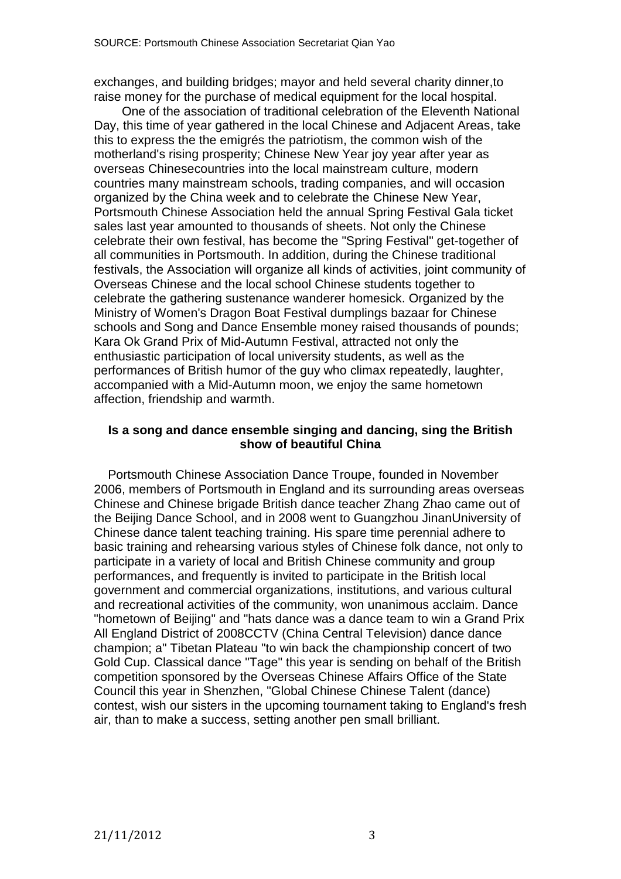exchanges, and building bridges; mayor and held several charity dinner,to raise money for the purchase of medical equipment for the local hospital.

One of the association of traditional celebration of the Eleventh National Day, this time of year gathered in the local Chinese and Adjacent Areas, take this to express the the emigrés the patriotism, the common wish of the motherland's rising prosperity; Chinese New Year joy year after year as overseas Chinesecountries into the local mainstream culture, modern countries many mainstream schools, trading companies, and will occasion organized by the China week and to celebrate the Chinese New Year, Portsmouth Chinese Association held the annual Spring Festival Gala ticket sales last year amounted to thousands of sheets. Not only the Chinese celebrate their own festival, has become the "Spring Festival" get-together of all communities in Portsmouth. In addition, during the Chinese traditional festivals, the Association will organize all kinds of activities, joint community of Overseas Chinese and the local school Chinese students together to celebrate the gathering sustenance wanderer homesick. Organized by the Ministry of Women's Dragon Boat Festival dumplings bazaar for Chinese schools and Song and Dance Ensemble money raised thousands of pounds; Kara Ok Grand Prix of Mid-Autumn Festival, attracted not only the enthusiastic participation of local university students, as well as the performances of British humor of the guy who climax repeatedly, laughter, accompanied with a Mid-Autumn moon, we enjoy the same hometown affection, friendship and warmth.

**Is a song and dance ensemble singing and dancing, sing the British show of beautiful China**

Portsmouth Chinese Association Dance Troupe, founded in November 2006, members of Portsmouth in England and its surrounding areas overseas Chinese and Chinese brigade British dance teacher Zhang Zhao came out of the Beijing Dance School, and in 2008 went to Guangzhou JinanUniversity of Chinese dance talent teaching training. His spare time perennial adhere to basic training and rehearsing various styles of Chinese folk dance, not only to participate in a variety of local and British Chinese community and group performances, and frequently is invited to participate in the British local government and commercial organizations, institutions, and various cultural and recreational activities of the community, won unanimous acclaim. Dance "hometown of Beijing" and "hats dance was a dance team to win a Grand Prix All England District of 2008CCTV (China Central Television) dance dance champion; a" Tibetan Plateau "to win back the championship concert of two Gold Cup. Classical dance "Tage" this year is sending on behalf of the British competition sponsored by the Overseas Chinese Affairs Office of the State Council this year in Shenzhen, "Global Chinese Chinese Talent (dance) contest, wish our sisters in the upcoming tournament taking to England's fresh air, than to make a success, setting another pen small brilliant.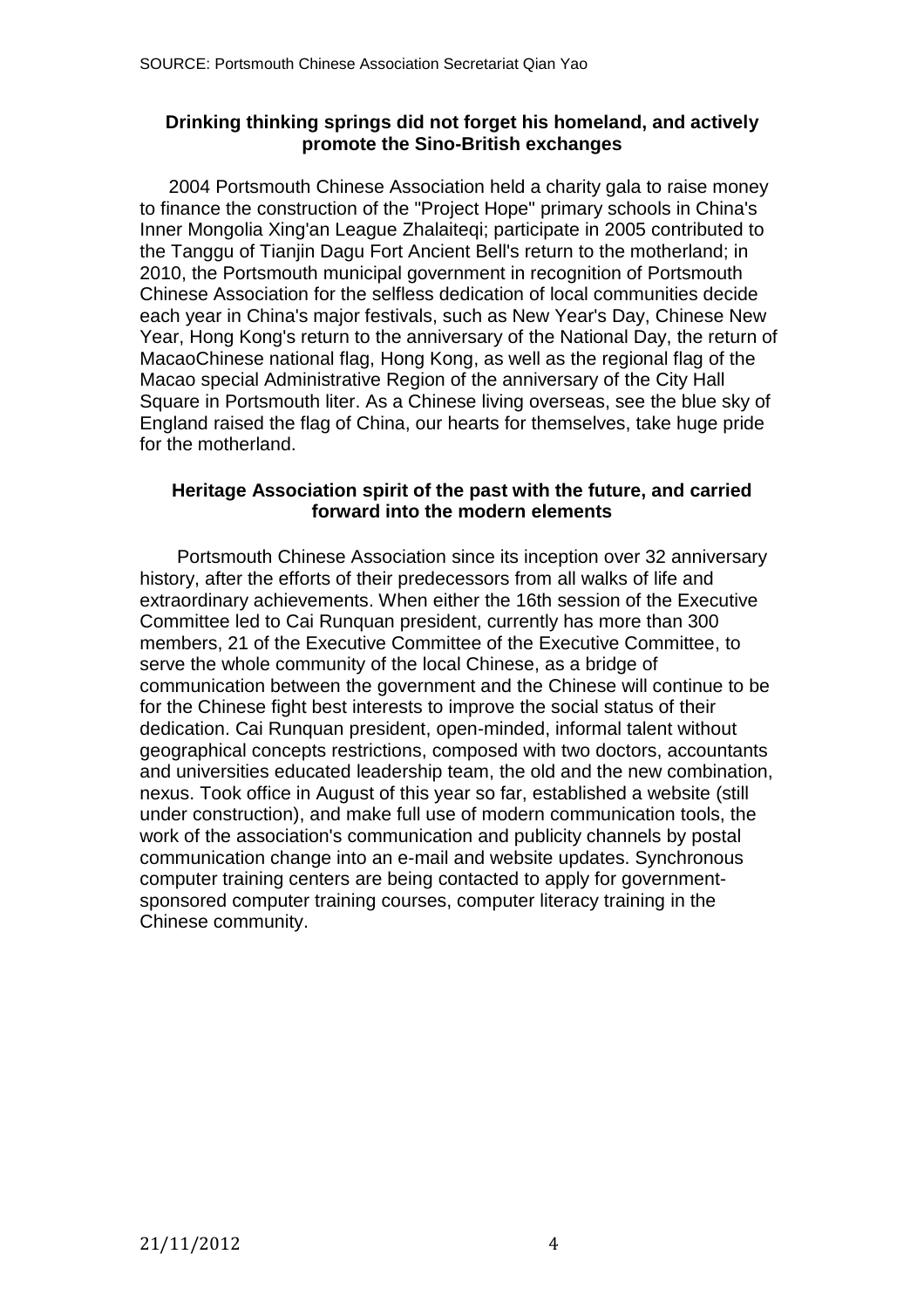SOURCE: Portsmouth Chinese Association Secretariat Qian Yao

### Drinking thinking springs did not forget his homeland, and actively promote the Sino-British exchanges

2004 Portsmouth Chinese Association held a charity gala to raise money to finance the construction of the "Project Hope" primary schools in China's Inner Mongolia Xing'an League Zhalaiteqi; participate in 2005 contributed to the Tanggu of Tianjin Dagu Fort Ancient Bell's return to the motherland; in 2010, the Portsmouth municipal government in recognition of Portsmouth Chinese Association for the selfless dedication of local communities decide each year in China's major festivals, such as New Year's Day, Chinese New Year, Hong Kong's return to the anniversary of the National Day, the return of MacaoChinese national flag, Hong Kong, as well as the regional flag of the Macao special Administrative Region of the anniversary of the City Hall Square in Portsmouth liter. As a Chinese living overseas, see the blue sky of England raised the flag of China, our hearts for themselves, take huge pride for the motherland.

### Heritage Association spirit of the past with the future, and carried forward into the modern elements

Portsmouth Chinese Association since its inception over 32 anniversary history, after the efforts of their predecessors from all walks of life and extraordinary achievements. When either the 16th session of the Executive Committee led to Cai Runquan president, currently has more than 300 members, 21 of the Executive Committee of the Executive Committee, to serve the whole community of the local Chinese, as a bridge of communication between the government and the Chinese will continue to be for the Chinese fight best interests to improve the social status of their dedication. Cai Runquan president, open-minded, informal talent without geographical concepts restrictions, composed with two doctors, accountants and universities educated leadership team, the old and the new combination, nexus. Took office in August of this year so far, established a website (still under construction), and make full use of modern communication tools, the work of the association's communication and publicity channels by postal communication change into an e-mail and website updates. Synchronous computer training centers are being contacted to apply for government-sponsored computer training courses, computer literacy training in the Chinese community.

21/11/2012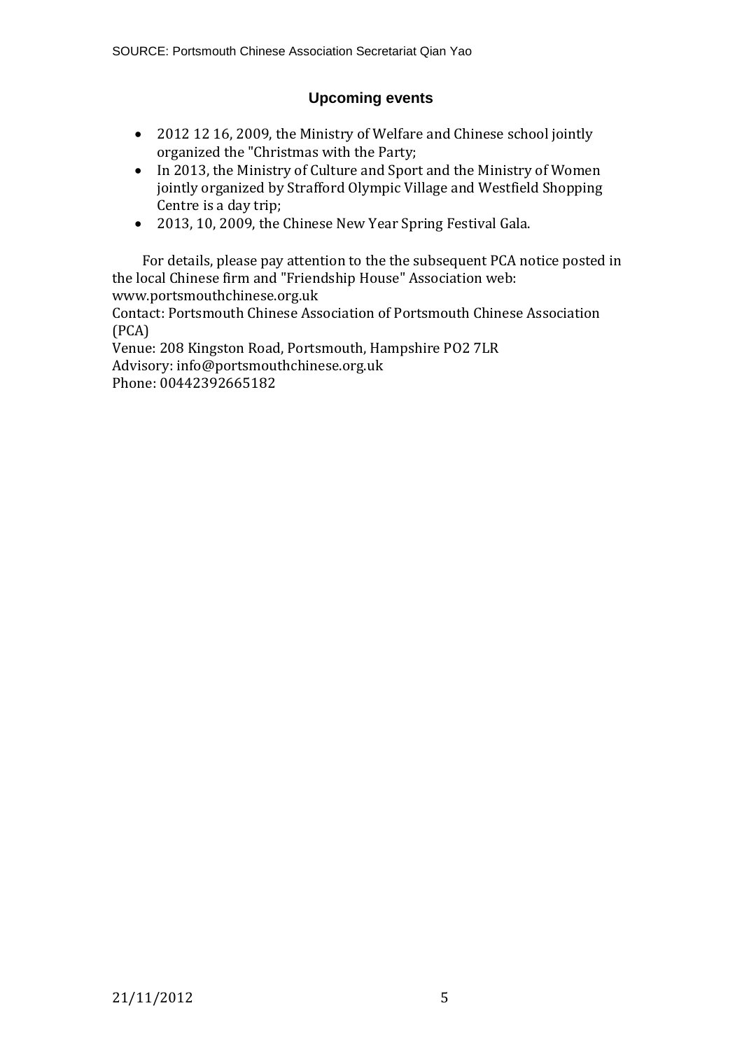SOURCE: Portsmouth Chinese Association Secretariat Qian Yao

## Upcoming events

- 2012 12 16, 2009, the Ministry of Welfare and Chinese school jointly organized the "Christmas with the Party;
- In 2013, the Ministry of Culture and Sport and the Ministry of Women jointly organized by Strafford Olympic Village and Westfield Shopping Centre is a day trip;
- 2013, 10, 2009, the Chinese New Year Spring Festival Gala.

For details, please pay attention to the the subsequent PCA notice posted in the local Chinese firm and "Friendship House" Association web: www.portsmouthchinese.org.uk
Contact: Portsmouth Chinese Association of Portsmouth Chinese Association (PCA)
Venue: 208 Kingston Road, Portsmouth, Hampshire PO2 7LR
Advisory: info@portsmouthchinese.org.uk
Phone: 00442392665182

21/11/2012